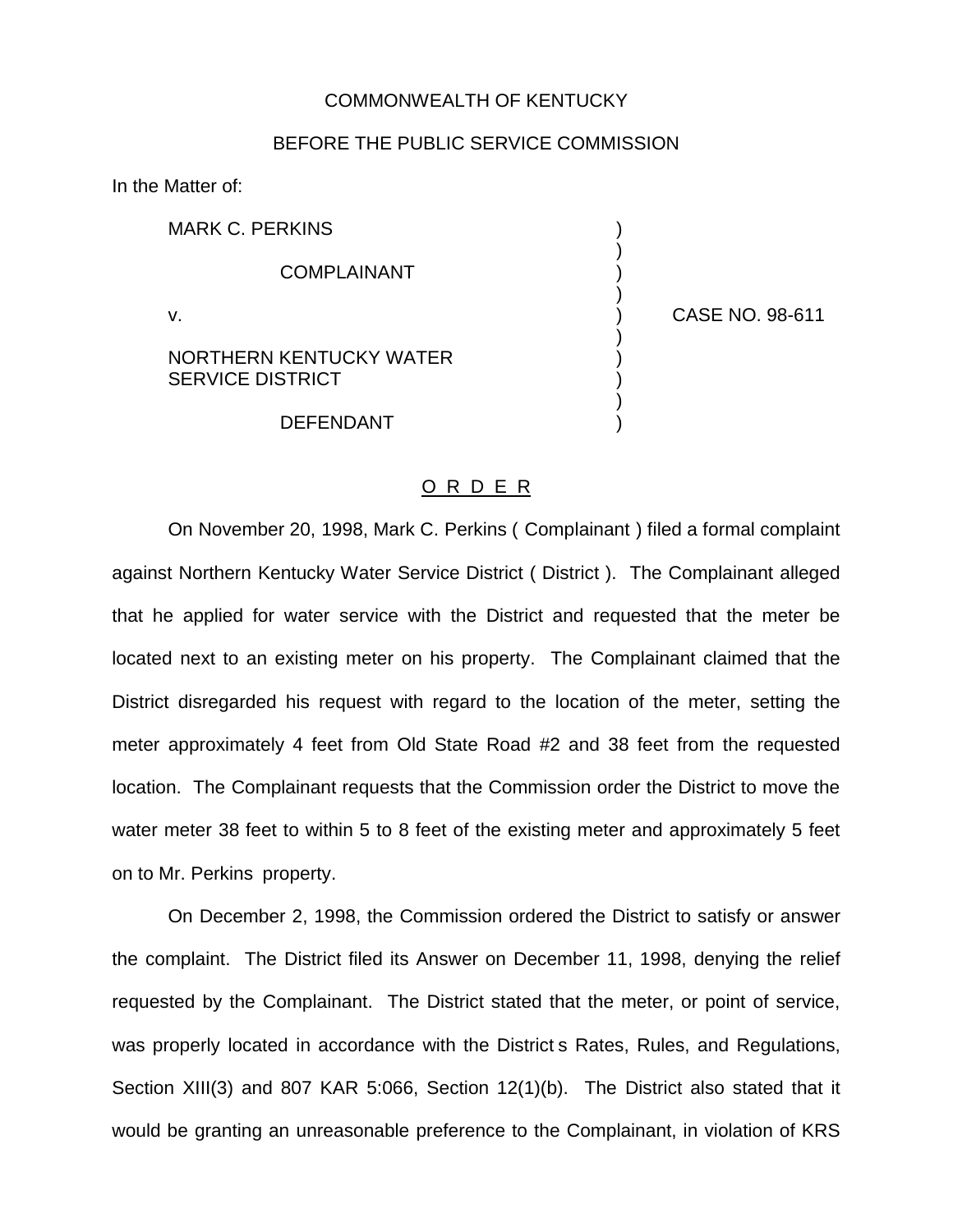COMMONWEALTH OF KENTUCKY

BEFORE THE PUBLIC SERVICE COMMISSION

In the Matter of:

| | | |
|---|---|---|
| MARK C. PERKINS<br><br>COMPLAINANT<br><br>v.<br><br>NORTHERN KENTUCKY WATER SERVICE DISTRICT<br><br>DEFENDANT | ) | CASE NO. 98-611 |

## O R D E R

On November 20, 1998, Mark C. Perkins ( Complainant ) filed a formal complaint against Northern Kentucky Water Service District ( District ). The Complainant alleged that he applied for water service with the District and requested that the meter be located next to an existing meter on his property. The Complainant claimed that the District disregarded his request with regard to the location of the meter, setting the meter approximately 4 feet from Old State Road #2 and 38 feet from the requested location. The Complainant requests that the Commission order the District to move the water meter 38 feet to within 5 to 8 feet of the existing meter and approximately 5 feet on to Mr. Perkins property.

On December 2, 1998, the Commission ordered the District to satisfy or answer the complaint. The District filed its Answer on December 11, 1998, denying the relief requested by the Complainant. The District stated that the meter, or point of service, was properly located in accordance with the District s Rates, Rules, and Regulations, Section XIII(3) and 807 KAR 5:066, Section 12(1)(b). The District also stated that it would be granting an unreasonable preference to the Complainant, in violation of KRS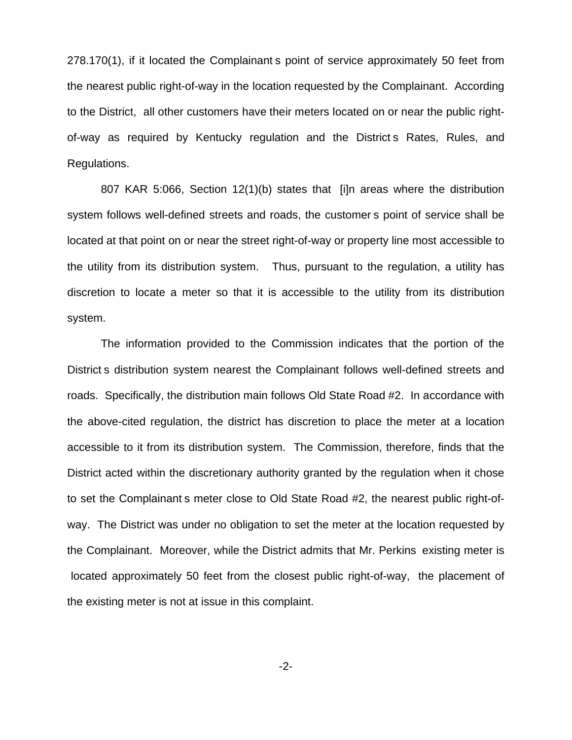278.170(1), if it located the Complainant s point of service approximately 50 feet from the nearest public right-of-way in the location requested by the Complainant. According to the District, all other customers have their meters located on or near the public right-of-way as required by Kentucky regulation and the District s Rates, Rules, and Regulations.

807 KAR 5:066, Section 12(1)(b) states that [i]n areas where the distribution system follows well-defined streets and roads, the customer s point of service shall be located at that point on or near the street right-of-way or property line most accessible to the utility from its distribution system. Thus, pursuant to the regulation, a utility has discretion to locate a meter so that it is accessible to the utility from its distribution system.

The information provided to the Commission indicates that the portion of the District s distribution system nearest the Complainant follows well-defined streets and roads. Specifically, the distribution main follows Old State Road #2. In accordance with the above-cited regulation, the district has discretion to place the meter at a location accessible to it from its distribution system. The Commission, therefore, finds that the District acted within the discretionary authority granted by the regulation when it chose to set the Complainant s meter close to Old State Road #2, the nearest public right-of-way. The District was under no obligation to set the meter at the location requested by the Complainant. Moreover, while the District admits that Mr. Perkins existing meter is located approximately 50 feet from the closest public right-of-way, the placement of the existing meter is not at issue in this complaint.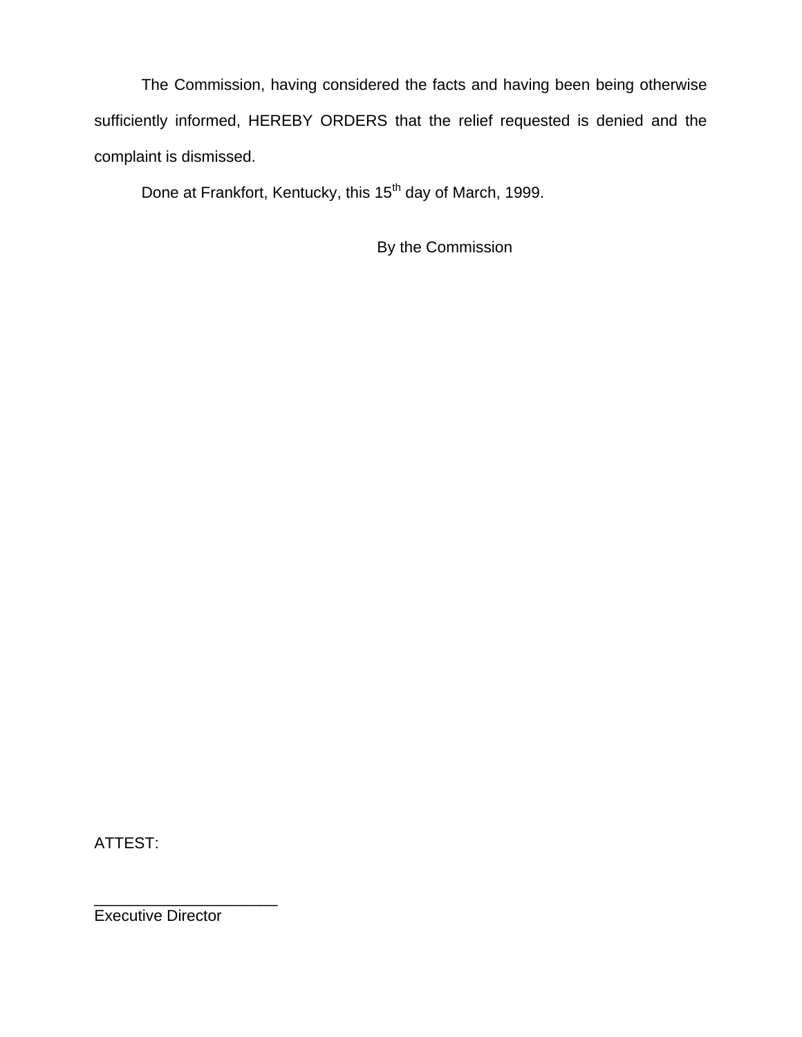The Commission, having considered the facts and having been being otherwise sufficiently informed, HEREBY ORDERS that the relief requested is denied and the complaint is dismissed.

Done at Frankfort, Kentucky, this 15th day of March, 1999.

By the Commission

ATTEST:

_____________________
Executive Director